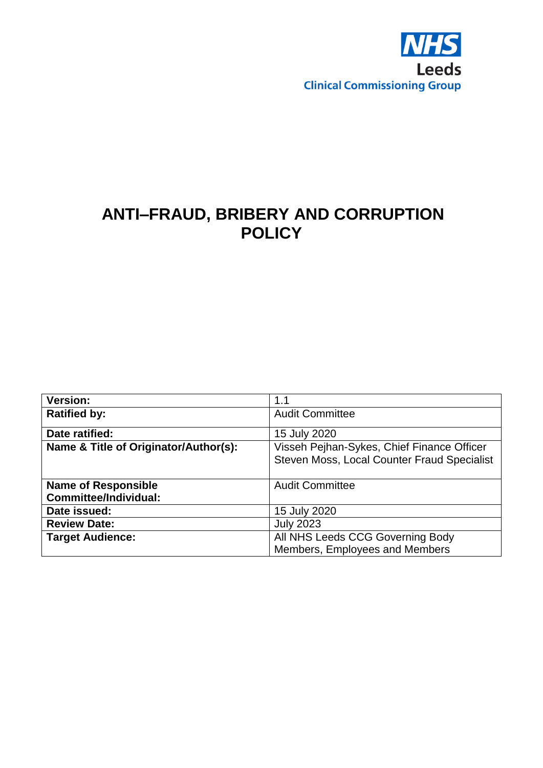NHS
Leeds
Clinical Commissioning Group

# ANTI–FRAUD, BRIBERY AND CORRUPTION POLICY

| | |
|---|---|
| **Version:** | 1.1 |
| **Ratified by:** | Audit Committee |
| **Date ratified:** | 15 July 2020 |
| **Name & Title of Originator/Author(s):** | Visseh Pejhan-Sykes, Chief Finance Officer<br>Steven Moss, Local Counter Fraud Specialist |
| **Name of Responsible Committee/Individual:** | Audit Committee |
| **Date issued:** | 15 July 2020 |
| **Review Date:** | July 2023 |
| **Target Audience:** | All NHS Leeds CCG Governing Body Members, Employees and Members |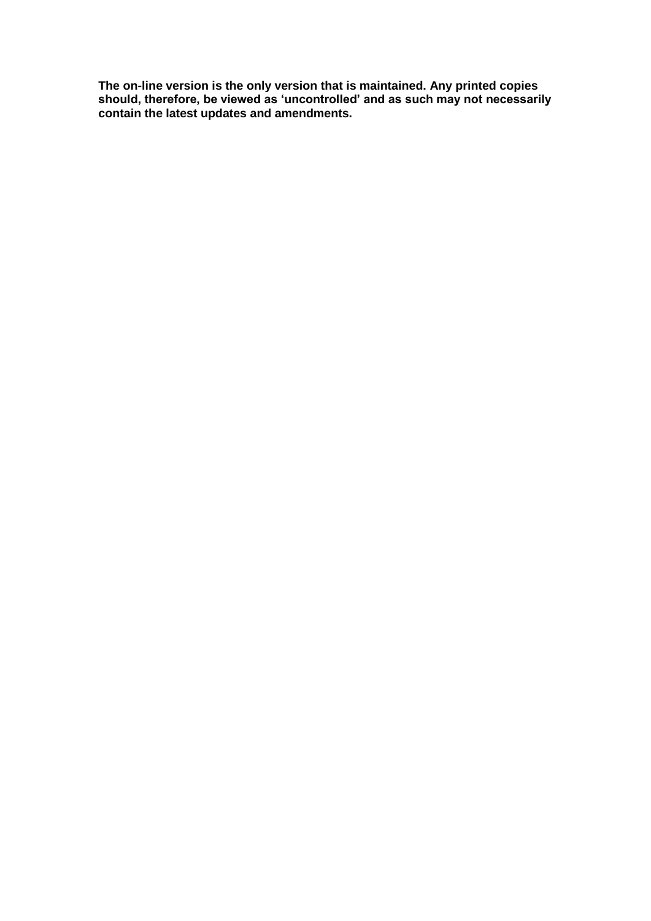**The on-line version is the only version that is maintained. Any printed copies should, therefore, be viewed as 'uncontrolled' and as such may not necessarily contain the latest updates and amendments.**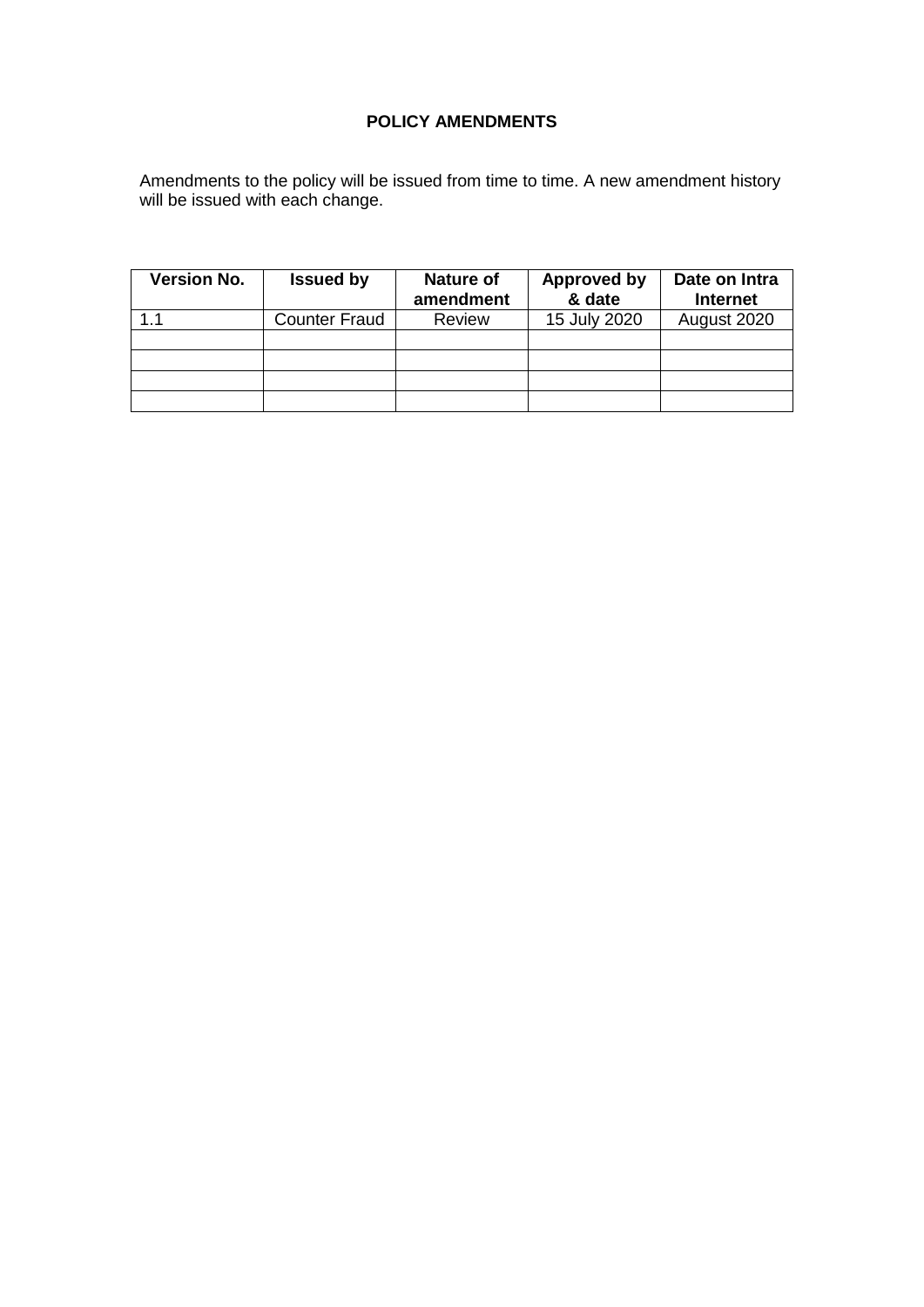## POLICY AMENDMENTS

Amendments to the policy will be issued from time to time. A new amendment history will be issued with each change.

| Version No. | Issued by | Nature of amendment | Approved by & date | Date on Intra Internet |
|---|---|---|---|---|
| 1.1 | Counter Fraud | Review | 15 July 2020 | August 2020 |
| | | | | |
| | | | | |
| | | | | |
| | | | | |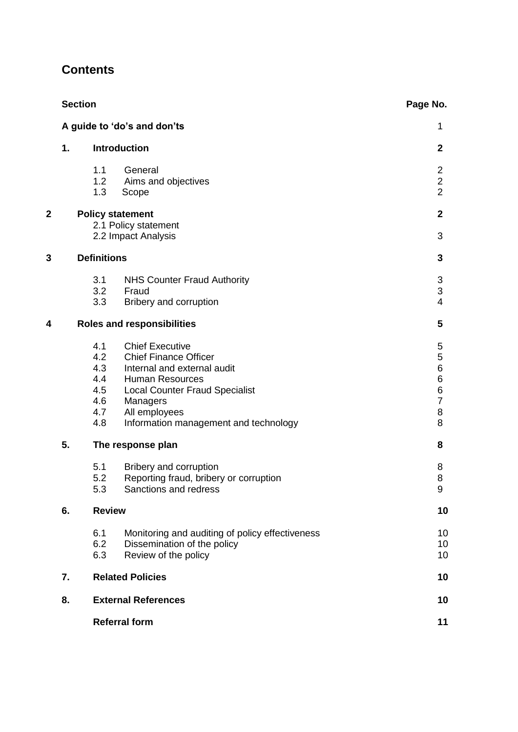# Contents

| Section | | | Page No. |
|---|---|---|---|
| **A guide to 'do's and don'ts** | | | 1 |
| **1.** | **Introduction** | | **2** |
| | 1.1 | General | 2 |
| | 1.2 | Aims and objectives | 2 |
| | 1.3 | Scope | 2 |
| **2** | **Policy statement** | | **2** |
| | 2.1 | Policy statement | |
| | 2.2 | Impact Analysis | 3 |
| **3** | **Definitions** | | **3** |
| | 3.1 | NHS Counter Fraud Authority | 3 |
| | 3.2 | Fraud | 3 |
| | 3.3 | Bribery and corruption | 4 |
| **4** | **Roles and responsibilities** | | **5** |
| | 4.1 | Chief Executive | 5 |
| | 4.2 | Chief Finance Officer | 5 |
| | 4.3 | Internal and external audit | 6 |
| | 4.4 | Human Resources | 6 |
| | 4.5 | Local Counter Fraud Specialist | 6 |
| | 4.6 | Managers | 7 |
| | 4.7 | All employees | 8 |
| | 4.8 | Information management and technology | 8 |
| **5.** | **The response plan** | | **8** |
| | 5.1 | Bribery and corruption | 8 |
| | 5.2 | Reporting fraud, bribery or corruption | 8 |
| | 5.3 | Sanctions and redress | 9 |
| **6.** | **Review** | | **10** |
| | 6.1 | Monitoring and auditing of policy effectiveness | 10 |
| | 6.2 | Dissemination of the policy | 10 |
| | 6.3 | Review of the policy | 10 |
| **7.** | **Related Policies** | | **10** |
| **8.** | **External References** | | **10** |
| | **Referral form** | | **11** |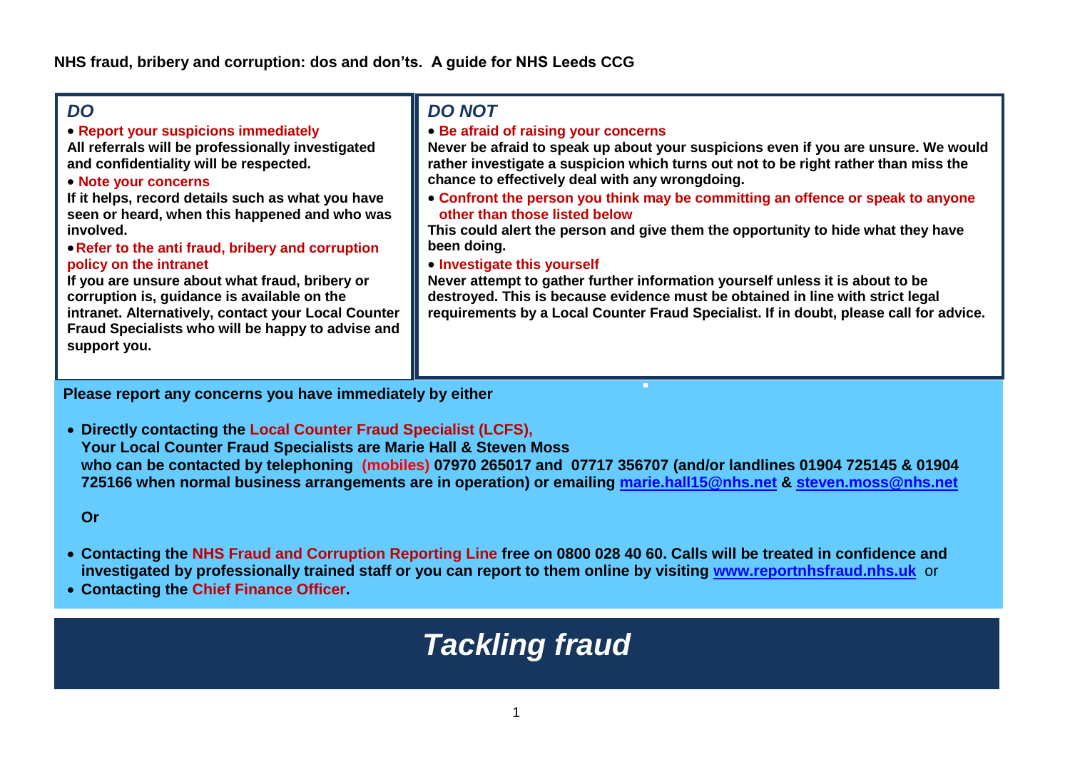**NHS fraud, bribery and corruption: dos and don'ts. A guide for NHS Leeds CCG**

## *DO*

- **Report your suspicions immediately**

**All referrals will be professionally investigated and confidentiality will be respected.**

- **Note your concerns**

**If it helps, record details such as what you have seen or heard, when this happened and who was involved.**

- **Refer to the anti fraud, bribery and corruption policy on the intranet**

**If you are unsure about what fraud, bribery or corruption is, guidance is available on the intranet. Alternatively, contact your Local Counter Fraud Specialists who will be happy to advise and support you.**

## *DO NOT*

- **Be afraid of raising your concerns**

**Never be afraid to speak up about your suspicions even if you are unsure. We would rather investigate a suspicion which turns out not to be right rather than miss the chance to effectively deal with any wrongdoing.**

- **Confront the person you think may be committing an offence or speak to anyone other than those listed below**

**This could alert the person and give them the opportunity to hide what they have been doing.**

- **Investigate this yourself**

**Never attempt to gather further information yourself unless it is about to be destroyed. This is because evidence must be obtained in line with strict legal requirements by a Local Counter Fraud Specialist. If in doubt, please call for advice.**

**Please report any concerns you have immediately by either**

- **Directly contacting the Local Counter Fraud Specialist (LCFS),**
  **Your Local Counter Fraud Specialists are Marie Hall & Steven Moss who can be contacted by telephoning (mobiles) 07970 265017 and 07717 356707 (and/or landlines 01904 725145 & 01904 725166 when normal business arrangements are in operation) or emailing [marie.hall15@nhs.net](mailto:marie.hall15@nhs.net) & [steven.moss@nhs.net](mailto:steven.moss@nhs.net)**

**Or**

- **Contacting the NHS Fraud and Corruption Reporting Line free on 0800 028 40 60. Calls will be treated in confidence and investigated by professionally trained staff or you can report to them online by visiting [www.reportnhsfraud.nhs.uk](http://www.reportnhsfraud.nhs.uk)** or
- **Contacting the Chief Finance Officer.**

# *Tackling fraud*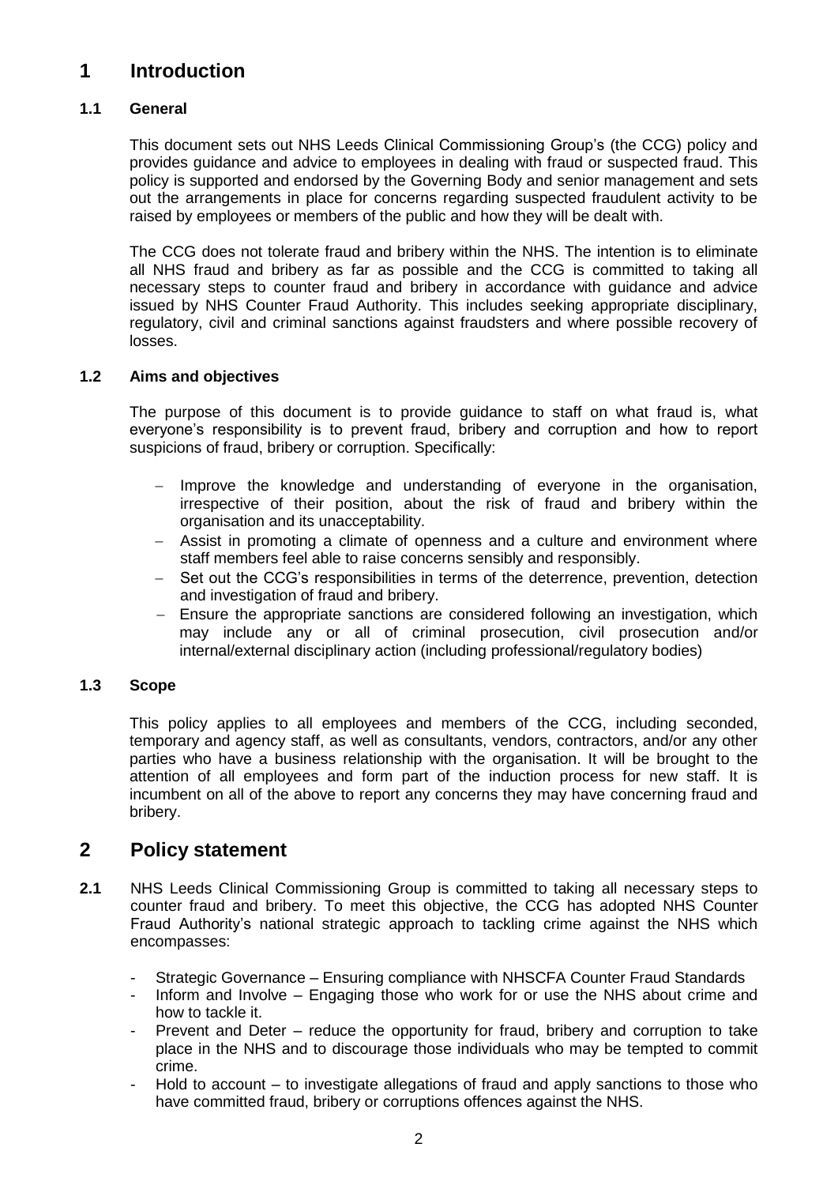# 1 Introduction

### 1.1 General

This document sets out NHS Leeds Clinical Commissioning Group's (the CCG) policy and provides guidance and advice to employees in dealing with fraud or suspected fraud. This policy is supported and endorsed by the Governing Body and senior management and sets out the arrangements in place for concerns regarding suspected fraudulent activity to be raised by employees or members of the public and how they will be dealt with.

The CCG does not tolerate fraud and bribery within the NHS. The intention is to eliminate all NHS fraud and bribery as far as possible and the CCG is committed to taking all necessary steps to counter fraud and bribery in accordance with guidance and advice issued by NHS Counter Fraud Authority. This includes seeking appropriate disciplinary, regulatory, civil and criminal sanctions against fraudsters and where possible recovery of losses.

### 1.2 Aims and objectives

The purpose of this document is to provide guidance to staff on what fraud is, what everyone's responsibility is to prevent fraud, bribery and corruption and how to report suspicions of fraud, bribery or corruption. Specifically:

- Improve the knowledge and understanding of everyone in the organisation, irrespective of their position, about the risk of fraud and bribery within the organisation and its unacceptability.
- Assist in promoting a climate of openness and a culture and environment where staff members feel able to raise concerns sensibly and responsibly.
- Set out the CCG's responsibilities in terms of the deterrence, prevention, detection and investigation of fraud and bribery.
- Ensure the appropriate sanctions are considered following an investigation, which may include any or all of criminal prosecution, civil prosecution and/or internal/external disciplinary action (including professional/regulatory bodies)

### 1.3 Scope

This policy applies to all employees and members of the CCG, including seconded, temporary and agency staff, as well as consultants, vendors, contractors, and/or any other parties who have a business relationship with the organisation. It will be brought to the attention of all employees and form part of the induction process for new staff. It is incumbent on all of the above to report any concerns they may have concerning fraud and bribery.

# 2 Policy statement

**2.1** NHS Leeds Clinical Commissioning Group is committed to taking all necessary steps to counter fraud and bribery. To meet this objective, the CCG has adopted NHS Counter Fraud Authority's national strategic approach to tackling crime against the NHS which encompasses:

- Strategic Governance – Ensuring compliance with NHSCFA Counter Fraud Standards
- Inform and Involve – Engaging those who work for or use the NHS about crime and how to tackle it.
- Prevent and Deter – reduce the opportunity for fraud, bribery and corruption to take place in the NHS and to discourage those individuals who may be tempted to commit crime.
- Hold to account – to investigate allegations of fraud and apply sanctions to those who have committed fraud, bribery or corruptions offences against the NHS.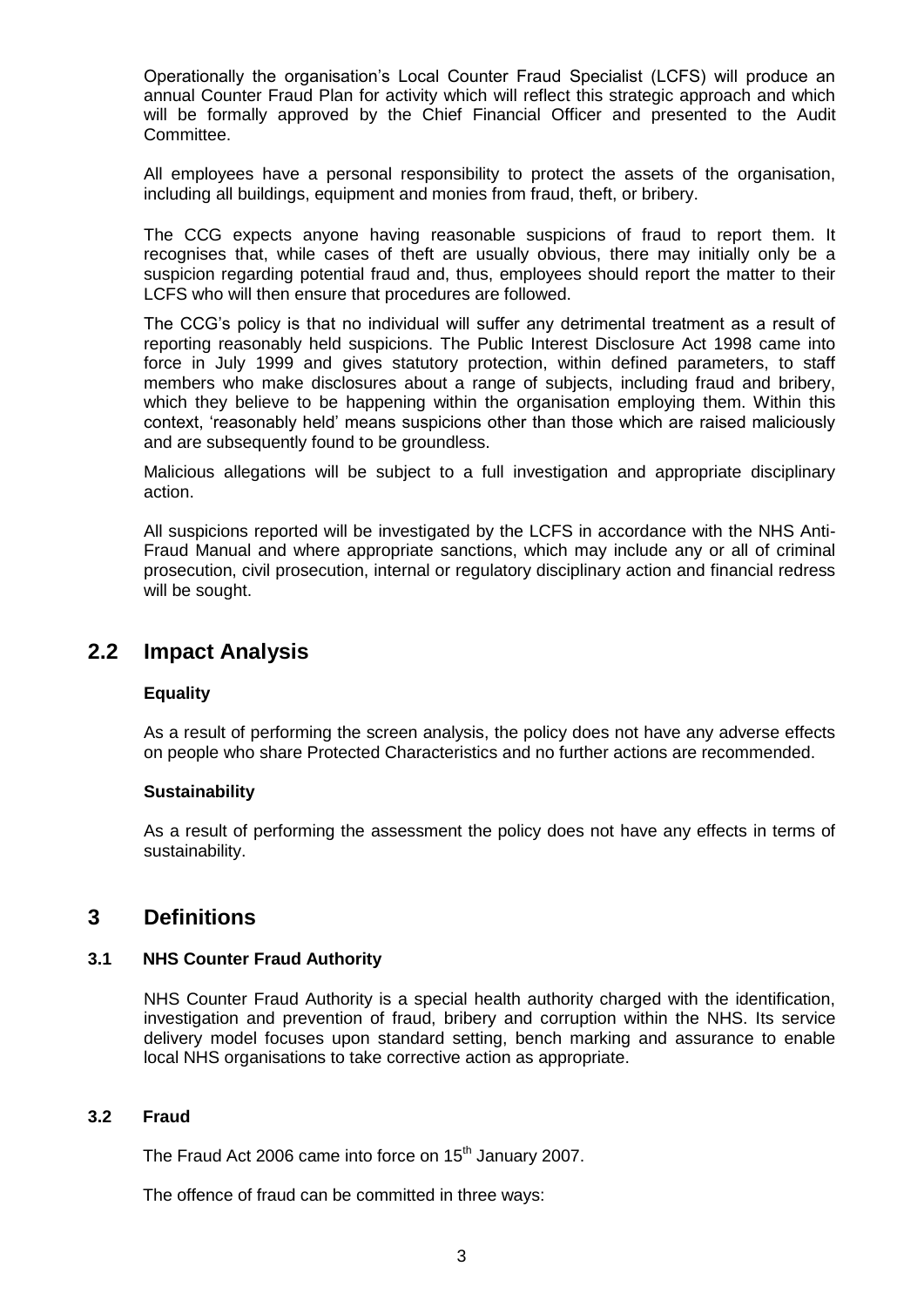Operationally the organisation's Local Counter Fraud Specialist (LCFS) will produce an annual Counter Fraud Plan for activity which will reflect this strategic approach and which will be formally approved by the Chief Financial Officer and presented to the Audit Committee.

All employees have a personal responsibility to protect the assets of the organisation, including all buildings, equipment and monies from fraud, theft, or bribery.

The CCG expects anyone having reasonable suspicions of fraud to report them. It recognises that, while cases of theft are usually obvious, there may initially only be a suspicion regarding potential fraud and, thus, employees should report the matter to their LCFS who will then ensure that procedures are followed.

The CCG's policy is that no individual will suffer any detrimental treatment as a result of reporting reasonably held suspicions. The Public Interest Disclosure Act 1998 came into force in July 1999 and gives statutory protection, within defined parameters, to staff members who make disclosures about a range of subjects, including fraud and bribery, which they believe to be happening within the organisation employing them. Within this context, 'reasonably held' means suspicions other than those which are raised maliciously and are subsequently found to be groundless.

Malicious allegations will be subject to a full investigation and appropriate disciplinary action.

All suspicions reported will be investigated by the LCFS in accordance with the NHS Anti-Fraud Manual and where appropriate sanctions, which may include any or all of criminal prosecution, civil prosecution, internal or regulatory disciplinary action and financial redress will be sought.

## 2.2 Impact Analysis

**Equality**

As a result of performing the screen analysis, the policy does not have any adverse effects on people who share Protected Characteristics and no further actions are recommended.

**Sustainability**

As a result of performing the assessment the policy does not have any effects in terms of sustainability.

# 3 Definitions

### 3.1 NHS Counter Fraud Authority

NHS Counter Fraud Authority is a special health authority charged with the identification, investigation and prevention of fraud, bribery and corruption within the NHS. Its service delivery model focuses upon standard setting, bench marking and assurance to enable local NHS organisations to take corrective action as appropriate.

### 3.2 Fraud

The Fraud Act 2006 came into force on 15th January 2007.

The offence of fraud can be committed in three ways: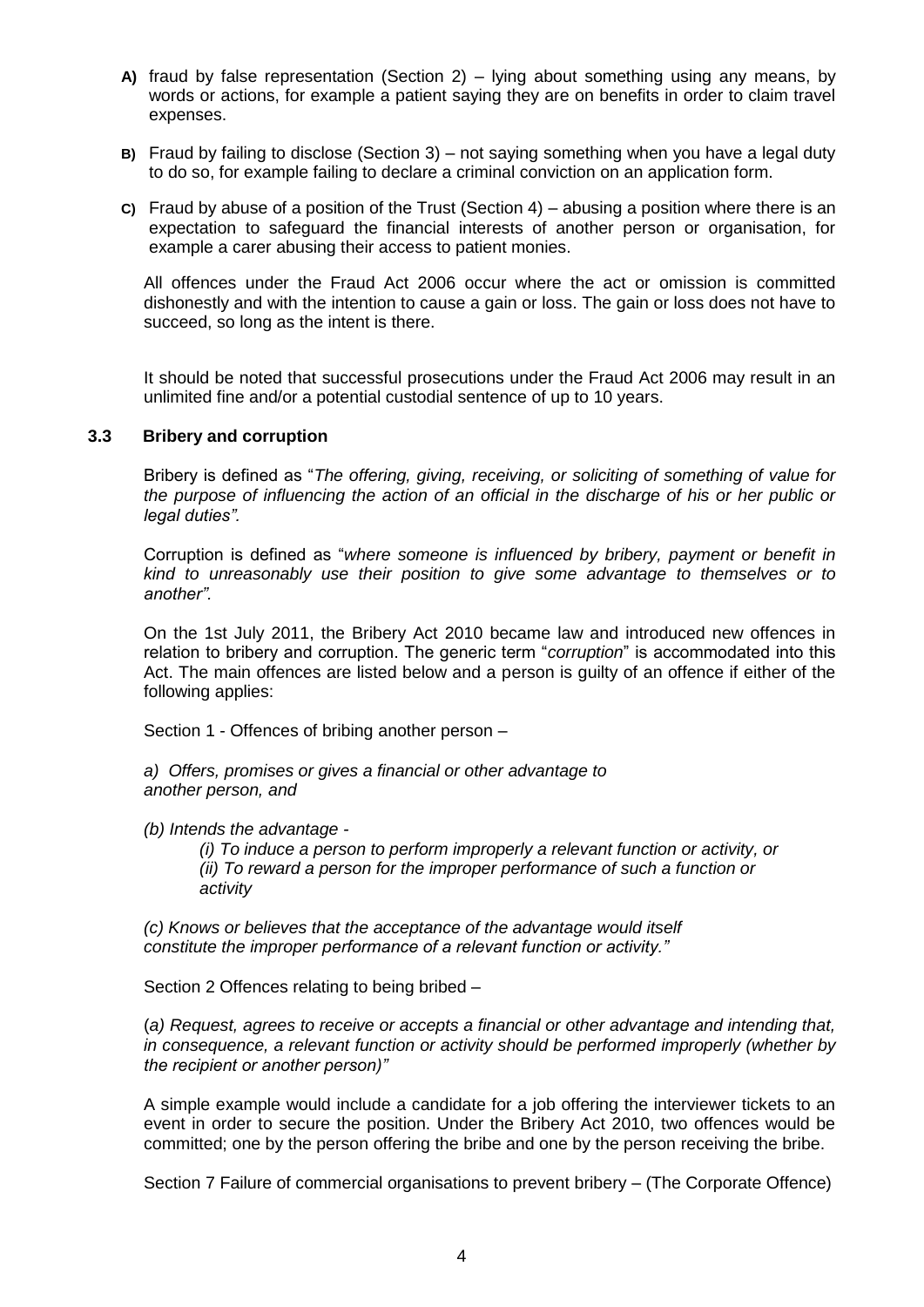**A)** fraud by false representation (Section 2) – lying about something using any means, by words or actions, for example a patient saying they are on benefits in order to claim travel expenses.

**B)** Fraud by failing to disclose (Section 3) – not saying something when you have a legal duty to do so, for example failing to declare a criminal conviction on an application form.

**C)** Fraud by abuse of a position of the Trust (Section 4) – abusing a position where there is an expectation to safeguard the financial interests of another person or organisation, for example a carer abusing their access to patient monies.

All offences under the Fraud Act 2006 occur where the act or omission is committed dishonestly and with the intention to cause a gain or loss. The gain or loss does not have to succeed, so long as the intent is there.

It should be noted that successful prosecutions under the Fraud Act 2006 may result in an unlimited fine and/or a potential custodial sentence of up to 10 years.

### 3.3 Bribery and corruption

Bribery is defined as "*The offering, giving, receiving, or soliciting of something of value for the purpose of influencing the action of an official in the discharge of his or her public or legal duties".*

Corruption is defined as "*where someone is influenced by bribery, payment or benefit in kind to unreasonably use their position to give some advantage to themselves or to another".*

On the 1st July 2011, the Bribery Act 2010 became law and introduced new offences in relation to bribery and corruption. The generic term "*corruption*" is accommodated into this Act. The main offences are listed below and a person is guilty of an offence if either of the following applies:

Section 1 - Offences of bribing another person –

*a) Offers, promises or gives a financial or other advantage to another person, and*

*(b) Intends the advantage -*

*(i) To induce a person to perform improperly a relevant function or activity, or*
*(ii) To reward a person for the improper performance of such a function or activity*

*(c) Knows or believes that the acceptance of the advantage would itself constitute the improper performance of a relevant function or activity."*

Section 2 Offences relating to being bribed –

(*a) Request, agrees to receive or accepts a financial or other advantage and intending that, in consequence, a relevant function or activity should be performed improperly (whether by the recipient or another person)"*

A simple example would include a candidate for a job offering the interviewer tickets to an event in order to secure the position. Under the Bribery Act 2010, two offences would be committed; one by the person offering the bribe and one by the person receiving the bribe.

Section 7 Failure of commercial organisations to prevent bribery – (The Corporate Offence)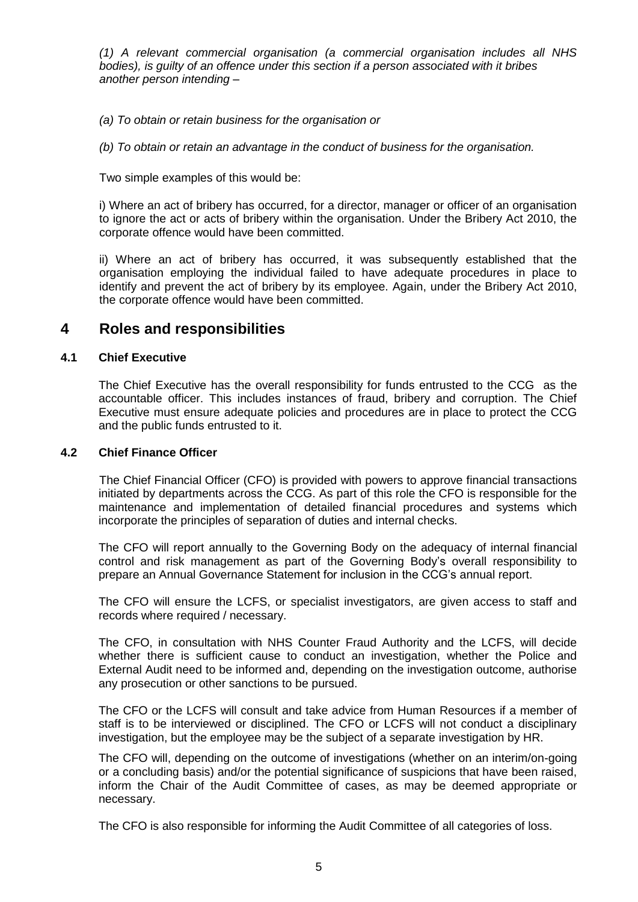*(1) A relevant commercial organisation (a commercial organisation includes all NHS bodies), is guilty of an offence under this section if a person associated with it bribes another person intending –*

*(a) To obtain or retain business for the organisation or*

*(b) To obtain or retain an advantage in the conduct of business for the organisation.*

Two simple examples of this would be:

i) Where an act of bribery has occurred, for a director, manager or officer of an organisation to ignore the act or acts of bribery within the organisation. Under the Bribery Act 2010, the corporate offence would have been committed.

ii) Where an act of bribery has occurred, it was subsequently established that the organisation employing the individual failed to have adequate procedures in place to identify and prevent the act of bribery by its employee. Again, under the Bribery Act 2010, the corporate offence would have been committed.

# 4 Roles and responsibilities

### 4.1 Chief Executive

The Chief Executive has the overall responsibility for funds entrusted to the CCG as the accountable officer. This includes instances of fraud, bribery and corruption. The Chief Executive must ensure adequate policies and procedures are in place to protect the CCG and the public funds entrusted to it.

### 4.2 Chief Finance Officer

The Chief Financial Officer (CFO) is provided with powers to approve financial transactions initiated by departments across the CCG. As part of this role the CFO is responsible for the maintenance and implementation of detailed financial procedures and systems which incorporate the principles of separation of duties and internal checks.

The CFO will report annually to the Governing Body on the adequacy of internal financial control and risk management as part of the Governing Body's overall responsibility to prepare an Annual Governance Statement for inclusion in the CCG's annual report.

The CFO will ensure the LCFS, or specialist investigators, are given access to staff and records where required / necessary.

The CFO, in consultation with NHS Counter Fraud Authority and the LCFS, will decide whether there is sufficient cause to conduct an investigation, whether the Police and External Audit need to be informed and, depending on the investigation outcome, authorise any prosecution or other sanctions to be pursued.

The CFO or the LCFS will consult and take advice from Human Resources if a member of staff is to be interviewed or disciplined. The CFO or LCFS will not conduct a disciplinary investigation, but the employee may be the subject of a separate investigation by HR.

The CFO will, depending on the outcome of investigations (whether on an interim/on-going or a concluding basis) and/or the potential significance of suspicions that have been raised, inform the Chair of the Audit Committee of cases, as may be deemed appropriate or necessary.

The CFO is also responsible for informing the Audit Committee of all categories of loss.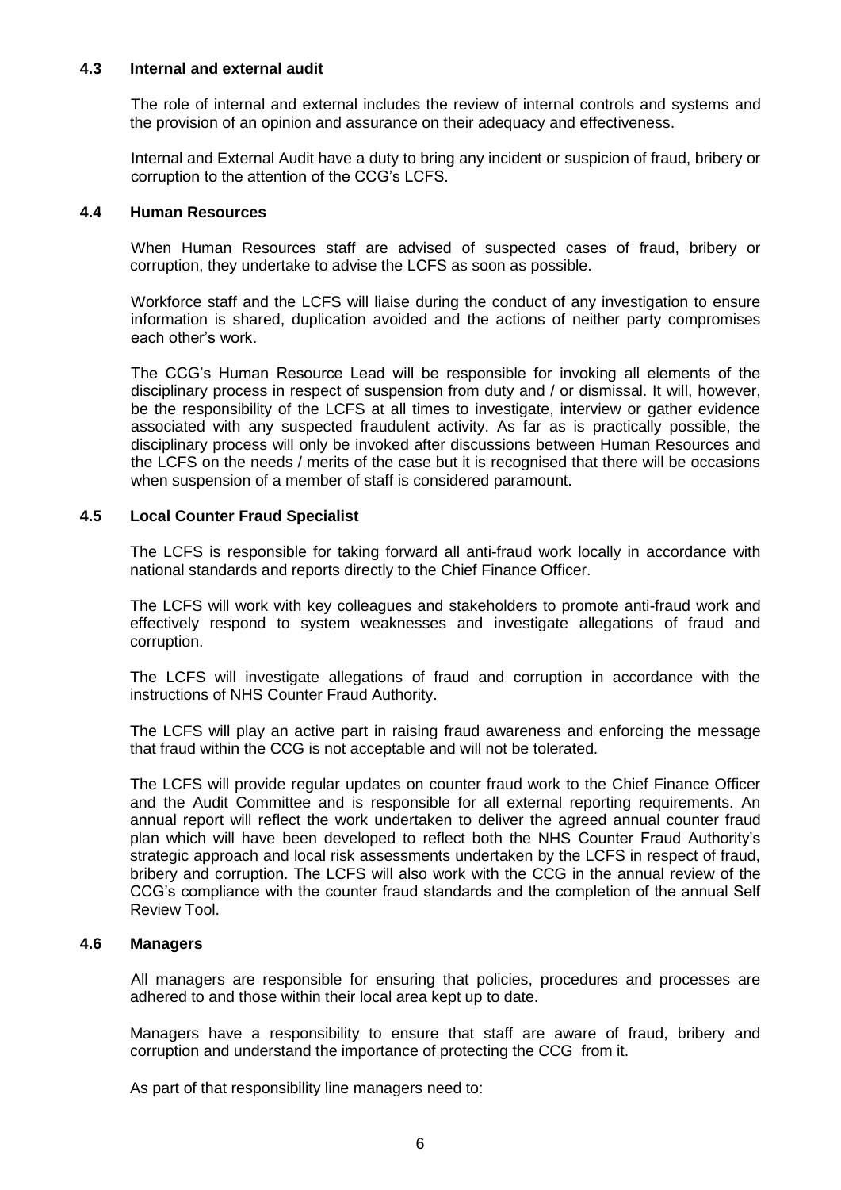### 4.3 Internal and external audit

The role of internal and external includes the review of internal controls and systems and the provision of an opinion and assurance on their adequacy and effectiveness.

Internal and External Audit have a duty to bring any incident or suspicion of fraud, bribery or corruption to the attention of the CCG's LCFS.

### 4.4 Human Resources

When Human Resources staff are advised of suspected cases of fraud, bribery or corruption, they undertake to advise the LCFS as soon as possible.

Workforce staff and the LCFS will liaise during the conduct of any investigation to ensure information is shared, duplication avoided and the actions of neither party compromises each other's work.

The CCG's Human Resource Lead will be responsible for invoking all elements of the disciplinary process in respect of suspension from duty and / or dismissal. It will, however, be the responsibility of the LCFS at all times to investigate, interview or gather evidence associated with any suspected fraudulent activity. As far as is practically possible, the disciplinary process will only be invoked after discussions between Human Resources and the LCFS on the needs / merits of the case but it is recognised that there will be occasions when suspension of a member of staff is considered paramount.

### 4.5 Local Counter Fraud Specialist

The LCFS is responsible for taking forward all anti-fraud work locally in accordance with national standards and reports directly to the Chief Finance Officer.

The LCFS will work with key colleagues and stakeholders to promote anti-fraud work and effectively respond to system weaknesses and investigate allegations of fraud and corruption.

The LCFS will investigate allegations of fraud and corruption in accordance with the instructions of NHS Counter Fraud Authority.

The LCFS will play an active part in raising fraud awareness and enforcing the message that fraud within the CCG is not acceptable and will not be tolerated.

The LCFS will provide regular updates on counter fraud work to the Chief Finance Officer and the Audit Committee and is responsible for all external reporting requirements. An annual report will reflect the work undertaken to deliver the agreed annual counter fraud plan which will have been developed to reflect both the NHS Counter Fraud Authority's strategic approach and local risk assessments undertaken by the LCFS in respect of fraud, bribery and corruption. The LCFS will also work with the CCG in the annual review of the CCG's compliance with the counter fraud standards and the completion of the annual Self Review Tool.

### 4.6 Managers

All managers are responsible for ensuring that policies, procedures and processes are adhered to and those within their local area kept up to date.

Managers have a responsibility to ensure that staff are aware of fraud, bribery and corruption and understand the importance of protecting the CCG from it.

As part of that responsibility line managers need to: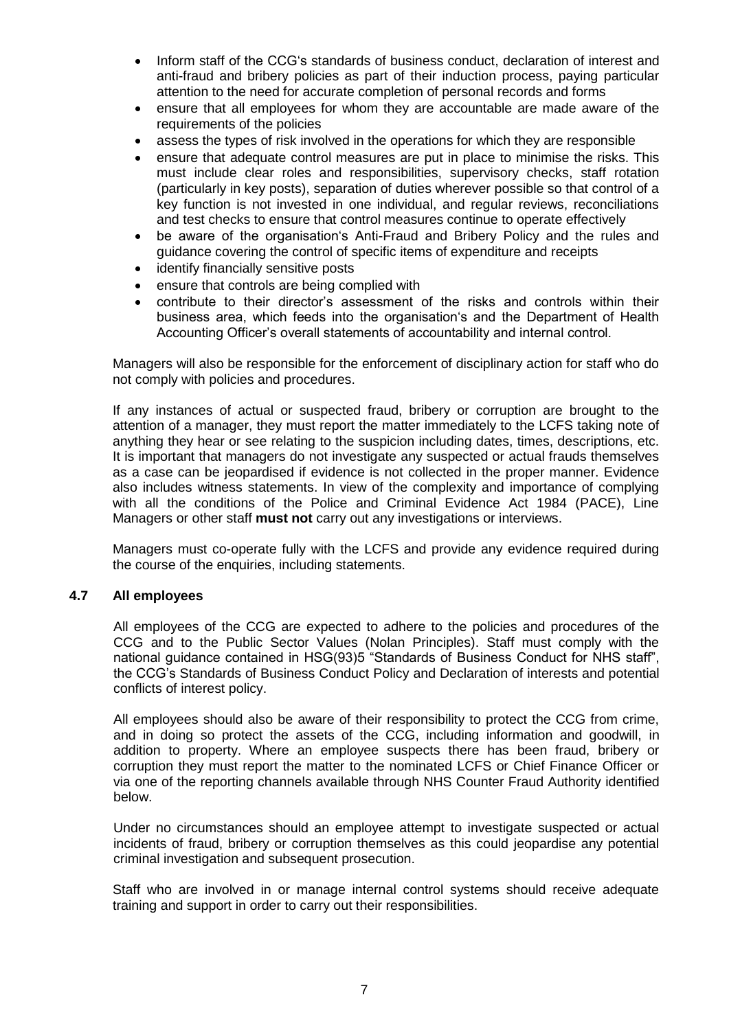- Inform staff of the CCG's standards of business conduct, declaration of interest and anti-fraud and bribery policies as part of their induction process, paying particular attention to the need for accurate completion of personal records and forms
- ensure that all employees for whom they are accountable are made aware of the requirements of the policies
- assess the types of risk involved in the operations for which they are responsible
- ensure that adequate control measures are put in place to minimise the risks. This must include clear roles and responsibilities, supervisory checks, staff rotation (particularly in key posts), separation of duties wherever possible so that control of a key function is not invested in one individual, and regular reviews, reconciliations and test checks to ensure that control measures continue to operate effectively
- be aware of the organisation's Anti-Fraud and Bribery Policy and the rules and guidance covering the control of specific items of expenditure and receipts
- identify financially sensitive posts
- ensure that controls are being complied with
- contribute to their director's assessment of the risks and controls within their business area, which feeds into the organisation's and the Department of Health Accounting Officer's overall statements of accountability and internal control.

Managers will also be responsible for the enforcement of disciplinary action for staff who do not comply with policies and procedures.

If any instances of actual or suspected fraud, bribery or corruption are brought to the attention of a manager, they must report the matter immediately to the LCFS taking note of anything they hear or see relating to the suspicion including dates, times, descriptions, etc. It is important that managers do not investigate any suspected or actual frauds themselves as a case can be jeopardised if evidence is not collected in the proper manner. Evidence also includes witness statements. In view of the complexity and importance of complying with all the conditions of the Police and Criminal Evidence Act 1984 (PACE), Line Managers or other staff **must not** carry out any investigations or interviews.

Managers must co-operate fully with the LCFS and provide any evidence required during the course of the enquiries, including statements.

### 4.7 All employees

All employees of the CCG are expected to adhere to the policies and procedures of the CCG and to the Public Sector Values (Nolan Principles). Staff must comply with the national guidance contained in HSG(93)5 "Standards of Business Conduct for NHS staff", the CCG's Standards of Business Conduct Policy and Declaration of interests and potential conflicts of interest policy.

All employees should also be aware of their responsibility to protect the CCG from crime, and in doing so protect the assets of the CCG, including information and goodwill, in addition to property. Where an employee suspects there has been fraud, bribery or corruption they must report the matter to the nominated LCFS or Chief Finance Officer or via one of the reporting channels available through NHS Counter Fraud Authority identified below.

Under no circumstances should an employee attempt to investigate suspected or actual incidents of fraud, bribery or corruption themselves as this could jeopardise any potential criminal investigation and subsequent prosecution.

Staff who are involved in or manage internal control systems should receive adequate training and support in order to carry out their responsibilities.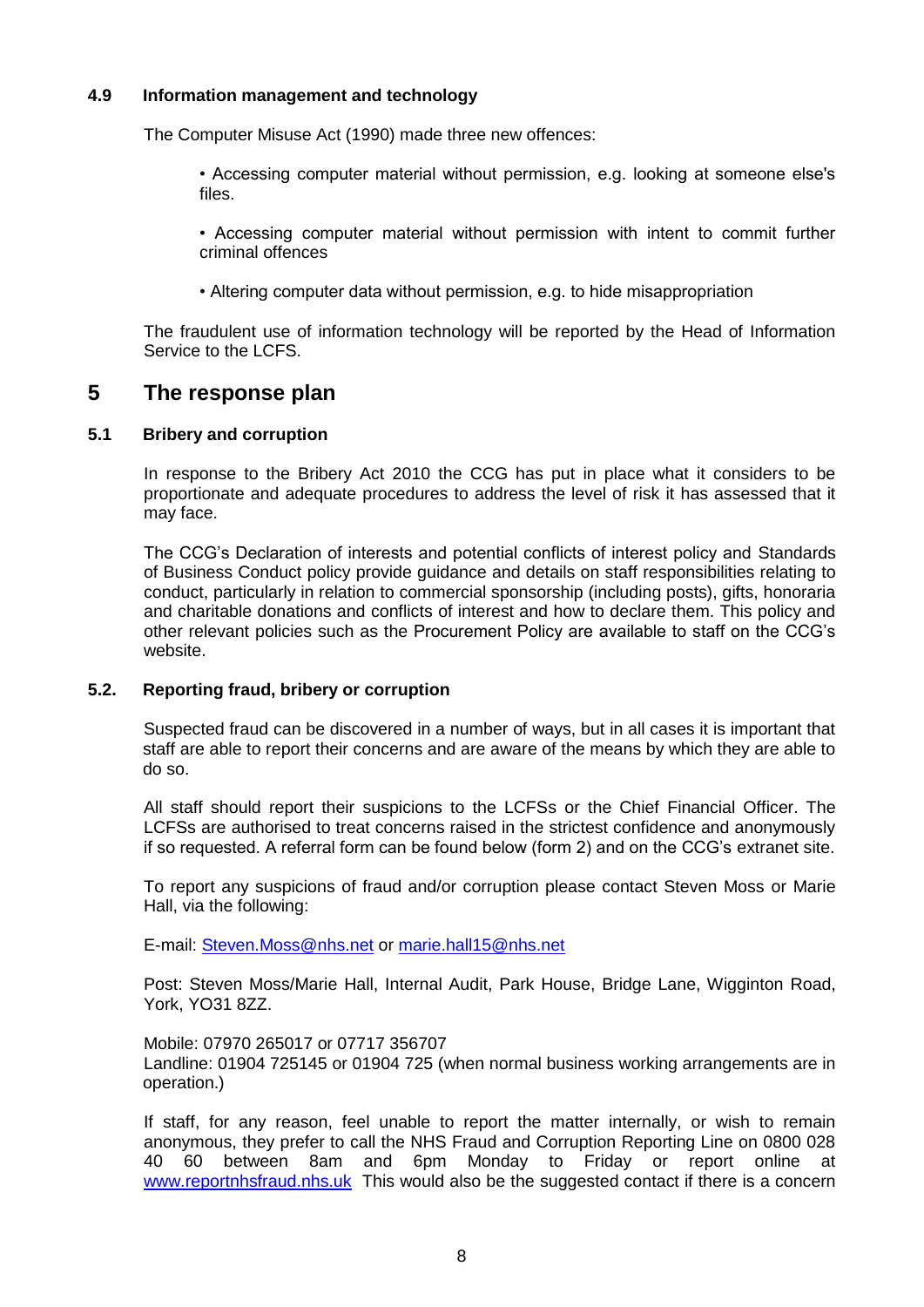### 4.9 Information management and technology

The Computer Misuse Act (1990) made three new offences:

- Accessing computer material without permission, e.g. looking at someone else's files.
- Accessing computer material without permission with intent to commit further criminal offences
- Altering computer data without permission, e.g. to hide misappropriation

The fraudulent use of information technology will be reported by the Head of Information Service to the LCFS.

## 5 The response plan

### 5.1 Bribery and corruption

In response to the Bribery Act 2010 the CCG has put in place what it considers to be proportionate and adequate procedures to address the level of risk it has assessed that it may face.

The CCG's Declaration of interests and potential conflicts of interest policy and Standards of Business Conduct policy provide guidance and details on staff responsibilities relating to conduct, particularly in relation to commercial sponsorship (including posts), gifts, honoraria and charitable donations and conflicts of interest and how to declare them. This policy and other relevant policies such as the Procurement Policy are available to staff on the CCG's website.

### 5.2. Reporting fraud, bribery or corruption

Suspected fraud can be discovered in a number of ways, but in all cases it is important that staff are able to report their concerns and are aware of the means by which they are able to do so.

All staff should report their suspicions to the LCFSs or the Chief Financial Officer. The LCFSs are authorised to treat concerns raised in the strictest confidence and anonymously if so requested. A referral form can be found below (form 2) and on the CCG's extranet site.

To report any suspicions of fraud and/or corruption please contact Steven Moss or Marie Hall, via the following:

E-mail: Steven.Moss@nhs.net or marie.hall15@nhs.net

Post: Steven Moss/Marie Hall, Internal Audit, Park House, Bridge Lane, Wigginton Road, York, YO31 8ZZ.

Mobile: 07970 265017 or 07717 356707
Landline: 01904 725145 or 01904 725 (when normal business working arrangements are in operation.)

If staff, for any reason, feel unable to report the matter internally, or wish to remain anonymous, they prefer to call the NHS Fraud and Corruption Reporting Line on 0800 028 40 60 between 8am and 6pm Monday to Friday or report online at www.reportnhsfraud.nhs.uk This would also be the suggested contact if there is a concern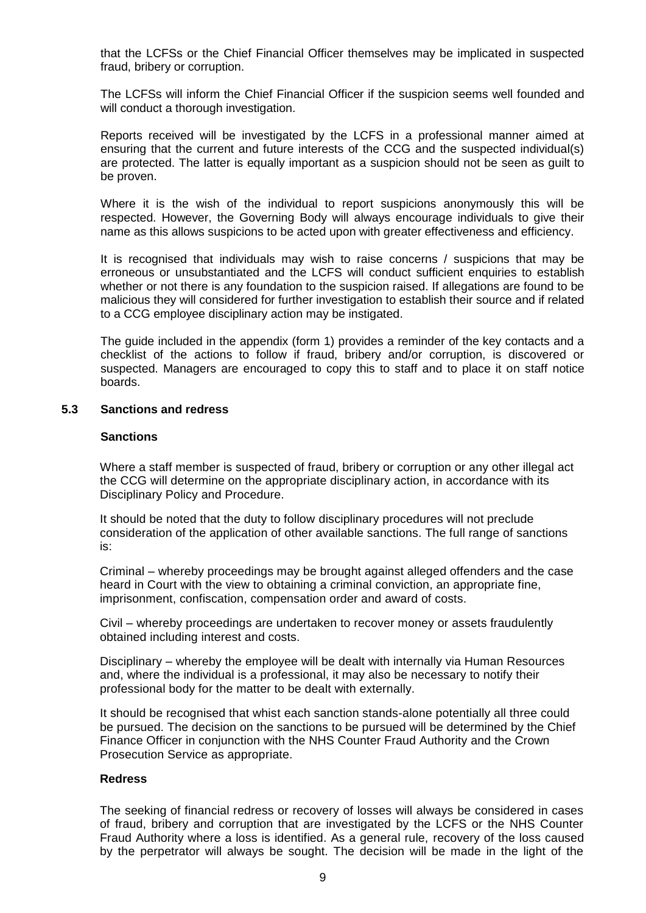that the LCFSs or the Chief Financial Officer themselves may be implicated in suspected fraud, bribery or corruption.

The LCFSs will inform the Chief Financial Officer if the suspicion seems well founded and will conduct a thorough investigation.

Reports received will be investigated by the LCFS in a professional manner aimed at ensuring that the current and future interests of the CCG and the suspected individual(s) are protected. The latter is equally important as a suspicion should not be seen as guilt to be proven.

Where it is the wish of the individual to report suspicions anonymously this will be respected. However, the Governing Body will always encourage individuals to give their name as this allows suspicions to be acted upon with greater effectiveness and efficiency.

It is recognised that individuals may wish to raise concerns / suspicions that may be erroneous or unsubstantiated and the LCFS will conduct sufficient enquiries to establish whether or not there is any foundation to the suspicion raised. If allegations are found to be malicious they will considered for further investigation to establish their source and if related to a CCG employee disciplinary action may be instigated.

The guide included in the appendix (form 1) provides a reminder of the key contacts and a checklist of the actions to follow if fraud, bribery and/or corruption, is discovered or suspected. Managers are encouraged to copy this to staff and to place it on staff notice boards.

### 5.3 Sanctions and redress

**Sanctions**

Where a staff member is suspected of fraud, bribery or corruption or any other illegal act the CCG will determine on the appropriate disciplinary action, in accordance with its Disciplinary Policy and Procedure.

It should be noted that the duty to follow disciplinary procedures will not preclude consideration of the application of other available sanctions. The full range of sanctions is:

Criminal – whereby proceedings may be brought against alleged offenders and the case heard in Court with the view to obtaining a criminal conviction, an appropriate fine, imprisonment, confiscation, compensation order and award of costs.

Civil – whereby proceedings are undertaken to recover money or assets fraudulently obtained including interest and costs.

Disciplinary – whereby the employee will be dealt with internally via Human Resources and, where the individual is a professional, it may also be necessary to notify their professional body for the matter to be dealt with externally.

It should be recognised that whist each sanction stands-alone potentially all three could be pursued. The decision on the sanctions to be pursued will be determined by the Chief Finance Officer in conjunction with the NHS Counter Fraud Authority and the Crown Prosecution Service as appropriate.

**Redress**

The seeking of financial redress or recovery of losses will always be considered in cases of fraud, bribery and corruption that are investigated by the LCFS or the NHS Counter Fraud Authority where a loss is identified. As a general rule, recovery of the loss caused by the perpetrator will always be sought. The decision will be made in the light of the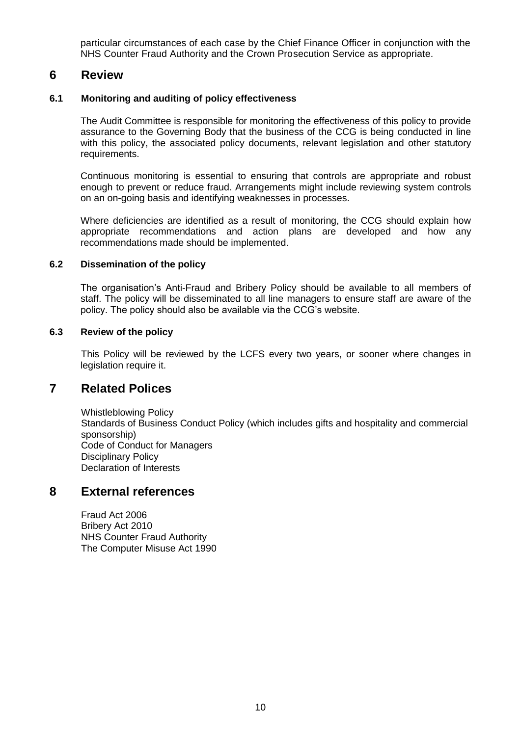particular circumstances of each case by the Chief Finance Officer in conjunction with the NHS Counter Fraud Authority and the Crown Prosecution Service as appropriate.

## 6 Review

### 6.1 Monitoring and auditing of policy effectiveness

The Audit Committee is responsible for monitoring the effectiveness of this policy to provide assurance to the Governing Body that the business of the CCG is being conducted in line with this policy, the associated policy documents, relevant legislation and other statutory requirements.

Continuous monitoring is essential to ensuring that controls are appropriate and robust enough to prevent or reduce fraud. Arrangements might include reviewing system controls on an on-going basis and identifying weaknesses in processes.

Where deficiencies are identified as a result of monitoring, the CCG should explain how appropriate recommendations and action plans are developed and how any recommendations made should be implemented.

### 6.2 Dissemination of the policy

The organisation's Anti-Fraud and Bribery Policy should be available to all members of staff. The policy will be disseminated to all line managers to ensure staff are aware of the policy. The policy should also be available via the CCG's website.

### 6.3 Review of the policy

This Policy will be reviewed by the LCFS every two years, or sooner where changes in legislation require it.

## 7 Related Polices

Whistleblowing Policy
Standards of Business Conduct Policy (which includes gifts and hospitality and commercial sponsorship)
Code of Conduct for Managers
Disciplinary Policy
Declaration of Interests

## 8 External references

Fraud Act 2006
Bribery Act 2010
NHS Counter Fraud Authority
The Computer Misuse Act 1990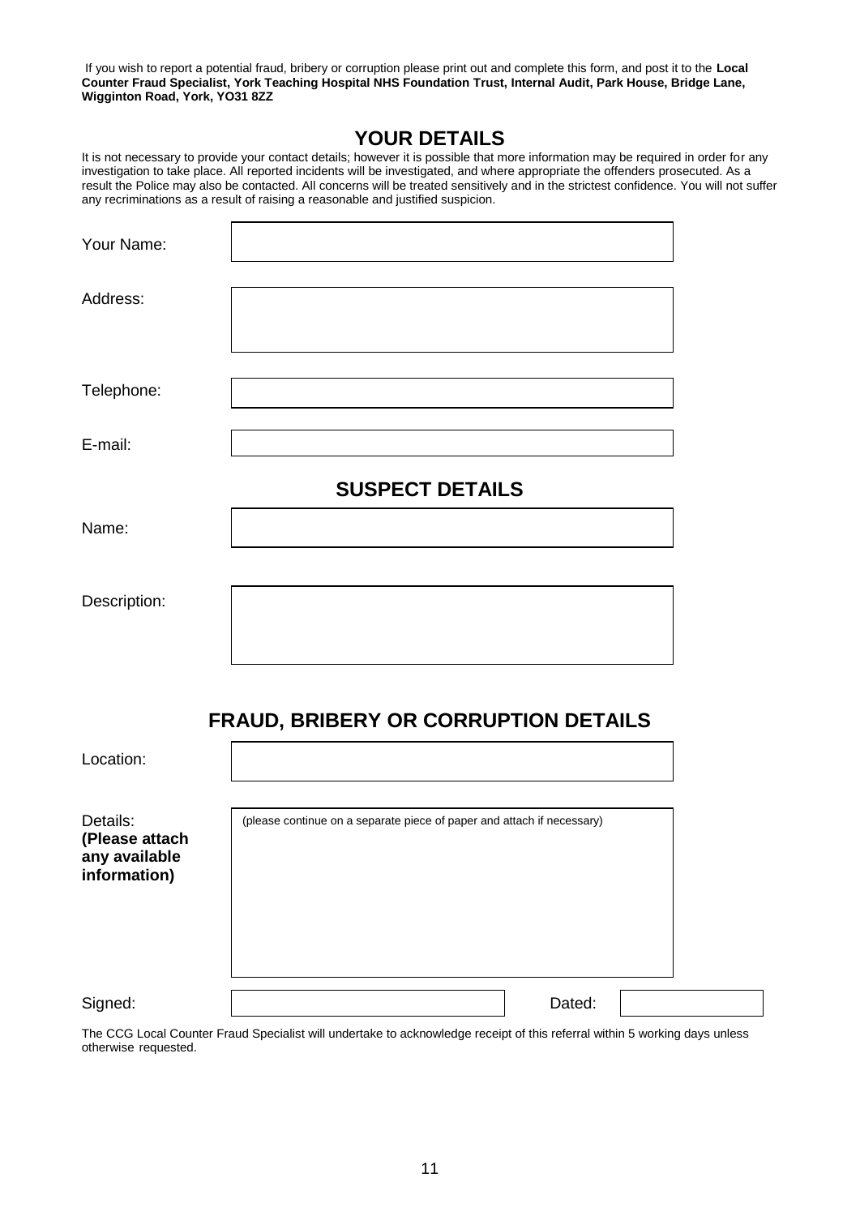If you wish to report a potential fraud, bribery or corruption please print out and complete this form, and post it to the **Local Counter Fraud Specialist, York Teaching Hospital NHS Foundation Trust, Internal Audit, Park House, Bridge Lane, Wigginton Road, York, YO31 8ZZ**

## YOUR DETAILS

It is not necessary to provide your contact details; however it is possible that more information may be required in order for any investigation to take place. All reported incidents will be investigated, and where appropriate the offenders prosecuted. As a result the Police may also be contacted. All concerns will be treated sensitively and in the strictest confidence. You will not suffer any recriminations as a result of raising a reasonable and justified suspicion.

| | |
|---|---|
| Your Name: | |
| Address: | |
| Telephone: | |
| E-mail: | |

## SUSPECT DETAILS

| | |
|---|---|
| Name: | |
| Description: | |

## FRAUD, BRIBERY OR CORRUPTION DETAILS

| | |
|---|---|
| Location: | |
| Details: **(Please attach any available information)** | (please continue on a separate piece of paper and attach if necessary) |

| | | | |
|---|---|---|---|
| Signed: | | Dated: | |

The CCG Local Counter Fraud Specialist will undertake to acknowledge receipt of this referral within 5 working days unless otherwise requested.